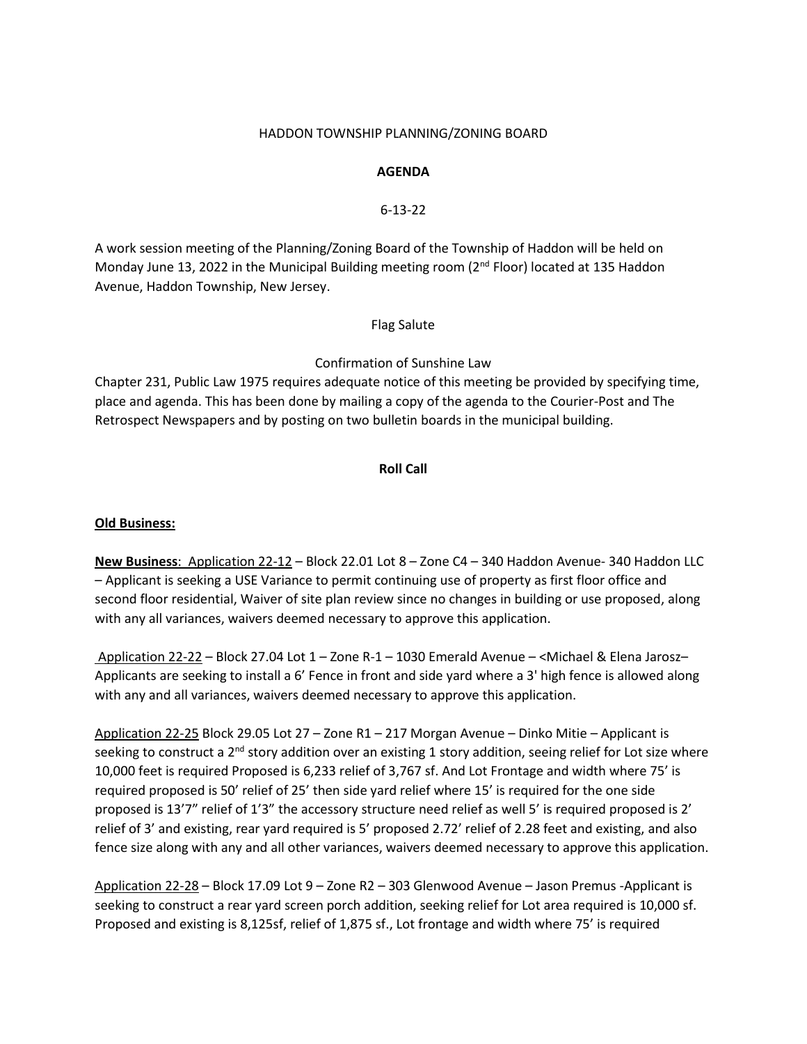HADDON TOWNSHIP PLANNING/ZONING BOARD

**AGENDA**

6-13-22

A work session meeting of the Planning/Zoning Board of the Township of Haddon will be held on Monday June 13, 2022 in the Municipal Building meeting room (2nd Floor) located at 135 Haddon Avenue, Haddon Township, New Jersey.

Flag Salute

Confirmation of Sunshine Law

Chapter 231, Public Law 1975 requires adequate notice of this meeting be provided by specifying time, place and agenda. This has been done by mailing a copy of the agenda to the Courier-Post and The Retrospect Newspapers and by posting on two bulletin boards in the municipal building.

**Roll Call**

**Old Business:**

**New Business**: Application 22-12 – Block 22.01 Lot 8 – Zone C4 – 340 Haddon Avenue- 340 Haddon LLC – Applicant is seeking a USE Variance to permit continuing use of property as first floor office and second floor residential, Waiver of site plan review since no changes in building or use proposed, along with any all variances, waivers deemed necessary to approve this application.

Application 22-22 – Block 27.04 Lot 1 – Zone R-1 – 1030 Emerald Avenue – <Michael & Elena Jarosz– Applicants are seeking to install a 6' Fence in front and side yard where a 3' high fence is allowed along with any and all variances, waivers deemed necessary to approve this application.

Application 22-25 Block 29.05 Lot 27 – Zone R1 – 217 Morgan Avenue – Dinko Mitie – Applicant is seeking to construct a 2nd story addition over an existing 1 story addition, seeing relief for Lot size where 10,000 feet is required Proposed is 6,233 relief of 3,767 sf. And Lot Frontage and width where 75' is required proposed is 50' relief of 25' then side yard relief where 15' is required for the one side proposed is 13'7" relief of 1'3" the accessory structure need relief as well 5' is required proposed is 2' relief of 3' and existing, rear yard required is 5' proposed 2.72' relief of 2.28 feet and existing, and also fence size along with any and all other variances, waivers deemed necessary to approve this application.

Application 22-28 – Block 17.09 Lot 9 – Zone R2 – 303 Glenwood Avenue – Jason Premus -Applicant is seeking to construct a rear yard screen porch addition, seeking relief for Lot area required is 10,000 sf. Proposed and existing is 8,125sf, relief of 1,875 sf., Lot frontage and width where 75' is required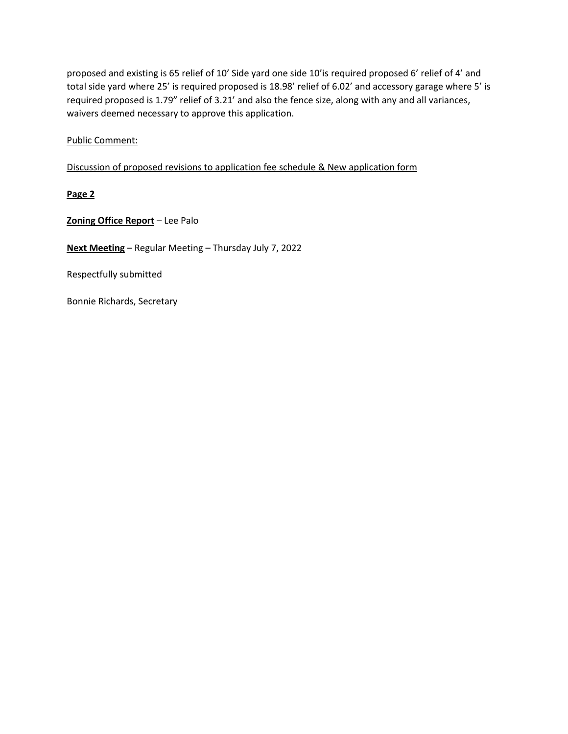proposed and existing is 65 relief of 10' Side yard one side 10'is required proposed 6' relief of 4' and total side yard where 25' is required proposed is 18.98' relief of 6.02' and accessory garage where 5' is required proposed is 1.79" relief of 3.21' and also the fence size, along with any and all variances, waivers deemed necessary to approve this application.

Public Comment:

Discussion of proposed revisions to application fee schedule & New application form

**Page 2**

**Zoning Office Report** – Lee Palo

**Next Meeting** – Regular Meeting – Thursday July 7, 2022

Respectfully submitted

Bonnie Richards, Secretary